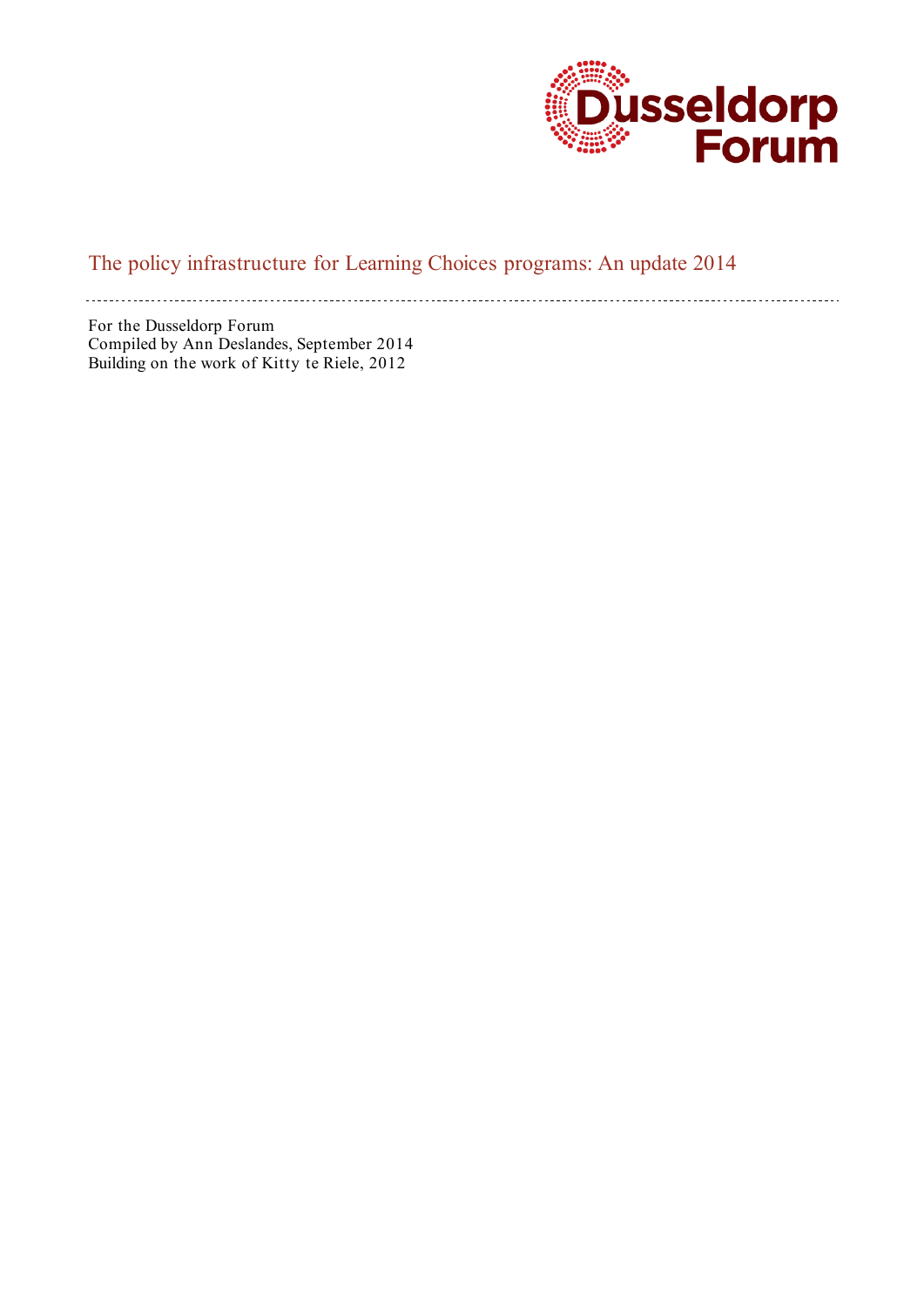Dusselldorp Forum

# The policy infrastructure for Learning Choices programs: An update 2014

---

For the Dusseldorp Forum
Compiled by Ann Deslandes, September 2014
Building on the work of Kitty te Riele, 2012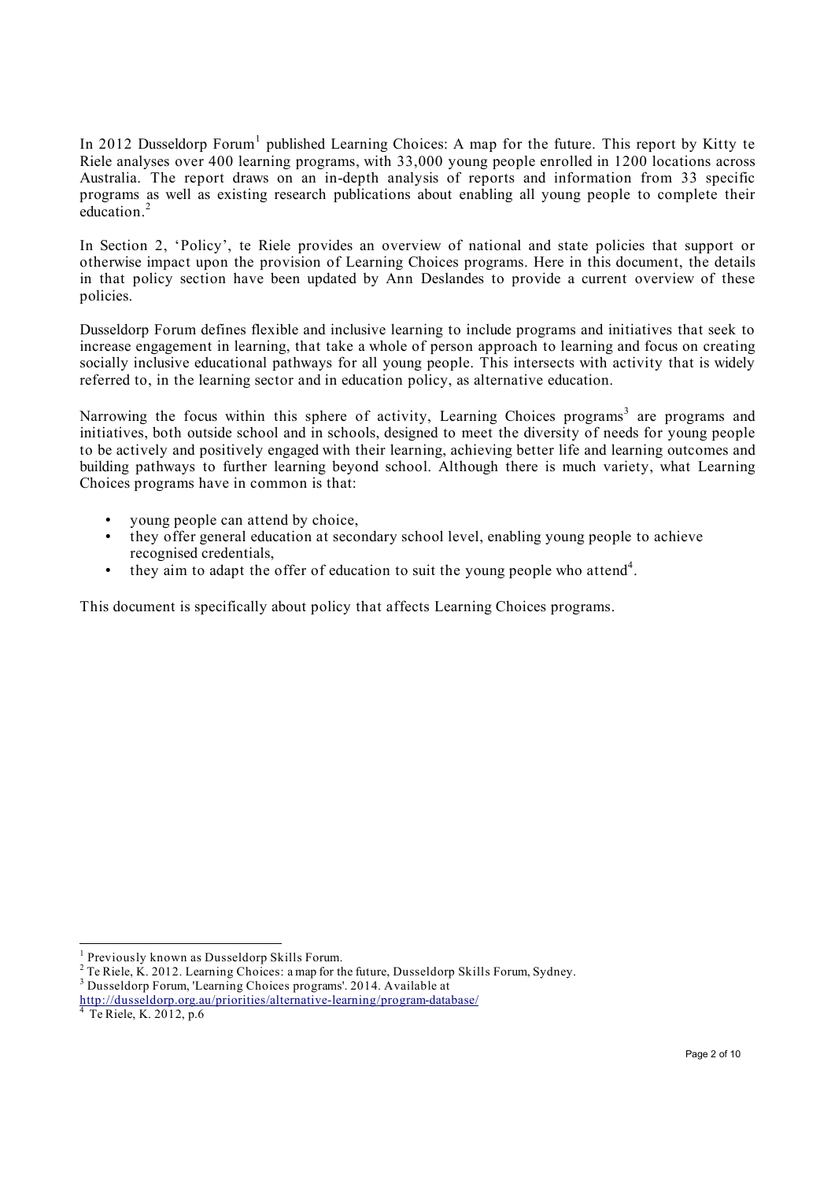In 2012 Dusseldorp Forum[1] published Learning Choices: A map for the future. This report by Kitty te Riele analyses over 400 learning programs, with 33,000 young people enrolled in 1200 locations across Australia. The report draws on an in-depth analysis of reports and information from 33 specific programs as well as existing research publications about enabling all young people to complete their education.[2]

In Section 2, 'Policy', te Riele provides an overview of national and state policies that support or otherwise impact upon the provision of Learning Choices programs. Here in this document, the details in that policy section have been updated by Ann Deslandes to provide a current overview of these policies.

Dusseldorp Forum defines flexible and inclusive learning to include programs and initiatives that seek to increase engagement in learning, that take a whole of person approach to learning and focus on creating socially inclusive educational pathways for all young people. This intersects with activity that is widely referred to, in the learning sector and in education policy, as alternative education.

Narrowing the focus within this sphere of activity, Learning Choices programs[3] are programs and initiatives, both outside school and in schools, designed to meet the diversity of needs for young people to be actively and positively engaged with their learning, achieving better life and learning outcomes and building pathways to further learning beyond school. Although there is much variety, what Learning Choices programs have in common is that:

- young people can attend by choice,
- they offer general education at secondary school level, enabling young people to achieve recognised credentials,
- they aim to adapt the offer of education to suit the young people who attend[4].

This document is specifically about policy that affects Learning Choices programs.

---

[1] Previously known as Dusseldorp Skills Forum.

[2] Te Riele, K. 2012. Learning Choices: a map for the future, Dusseldorp Skills Forum, Sydney.

[3] Dusseldorp Forum, 'Learning Choices programs'. 2014. Available at http://dusseldorp.org.au/priorities/alternative-learning/program-database/

[4] Te Riele, K. 2012, p.6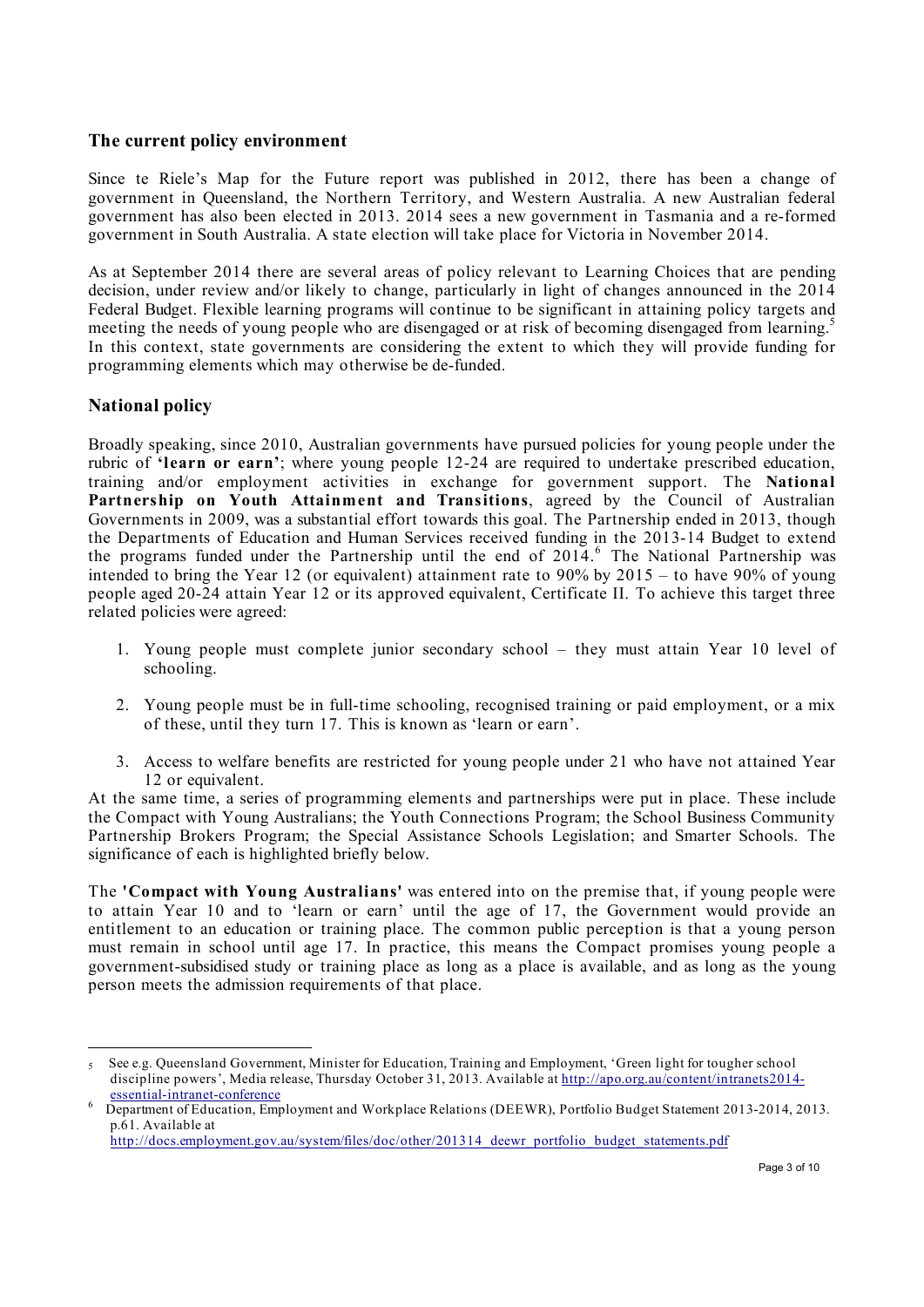## The current policy environment

Since te Riele's Map for the Future report was published in 2012, there has been a change of government in Queensland, the Northern Territory, and Western Australia. A new Australian federal government has also been elected in 2013. 2014 sees a new government in Tasmania and a re-formed government in South Australia. A state election will take place for Victoria in November 2014.

As at September 2014 there are several areas of policy relevant to Learning Choices that are pending decision, under review and/or likely to change, particularly in light of changes announced in the 2014 Federal Budget. Flexible learning programs will continue to be significant in attaining policy targets and meeting the needs of young people who are disengaged or at risk of becoming disengaged from learning.[5] In this context, state governments are considering the extent to which they will provide funding for programming elements which may otherwise be de-funded.

## National policy

Broadly speaking, since 2010, Australian governments have pursued policies for young people under the rubric of **'learn or earn'**; where young people 12-24 are required to undertake prescribed education, training and/or employment activities in exchange for government support. The **National Partnership on Youth Attainment and Transitions**, agreed by the Council of Australian Governments in 2009, was a substantial effort towards this goal. The Partnership ended in 2013, though the Departments of Education and Human Services received funding in the 2013-14 Budget to extend the programs funded under the Partnership until the end of 2014.[6] The National Partnership was intended to bring the Year 12 (or equivalent) attainment rate to 90% by 2015 – to have 90% of young people aged 20-24 attain Year 12 or its approved equivalent, Certificate II. To achieve this target three related policies were agreed:

1. Young people must complete junior secondary school – they must attain Year 10 level of schooling.
2. Young people must be in full-time schooling, recognised training or paid employment, or a mix of these, until they turn 17. This is known as 'learn or earn'.
3. Access to welfare benefits are restricted for young people under 21 who have not attained Year 12 or equivalent.

At the same time, a series of programming elements and partnerships were put in place. These include the Compact with Young Australians; the Youth Connections Program; the School Business Community Partnership Brokers Program; the Special Assistance Schools Legislation; and Smarter Schools. The significance of each is highlighted briefly below.

The **'Compact with Young Australians'** was entered into on the premise that, if young people were to attain Year 10 and to 'learn or earn' until the age of 17, the Government would provide an entitlement to an education or training place. The common public perception is that a young person must remain in school until age 17. In practice, this means the Compact promises young people a government-subsidised study or training place as long as a place is available, and as long as the young person meets the admission requirements of that place.

---

[5] See e.g. Queensland Government, Minister for Education, Training and Employment, 'Green light for tougher school discipline powers', Media release, Thursday October 31, 2013. Available at http://apo.org.au/content/intranets2014-essential-intranet-conference

[6] Department of Education, Employment and Workplace Relations (DEEWR), Portfolio Budget Statement 2013-2014, 2013. p.61. Available at http://docs.employment.gov.au/system/files/doc/other/201314_deewr_portfolio_budget_statements.pdf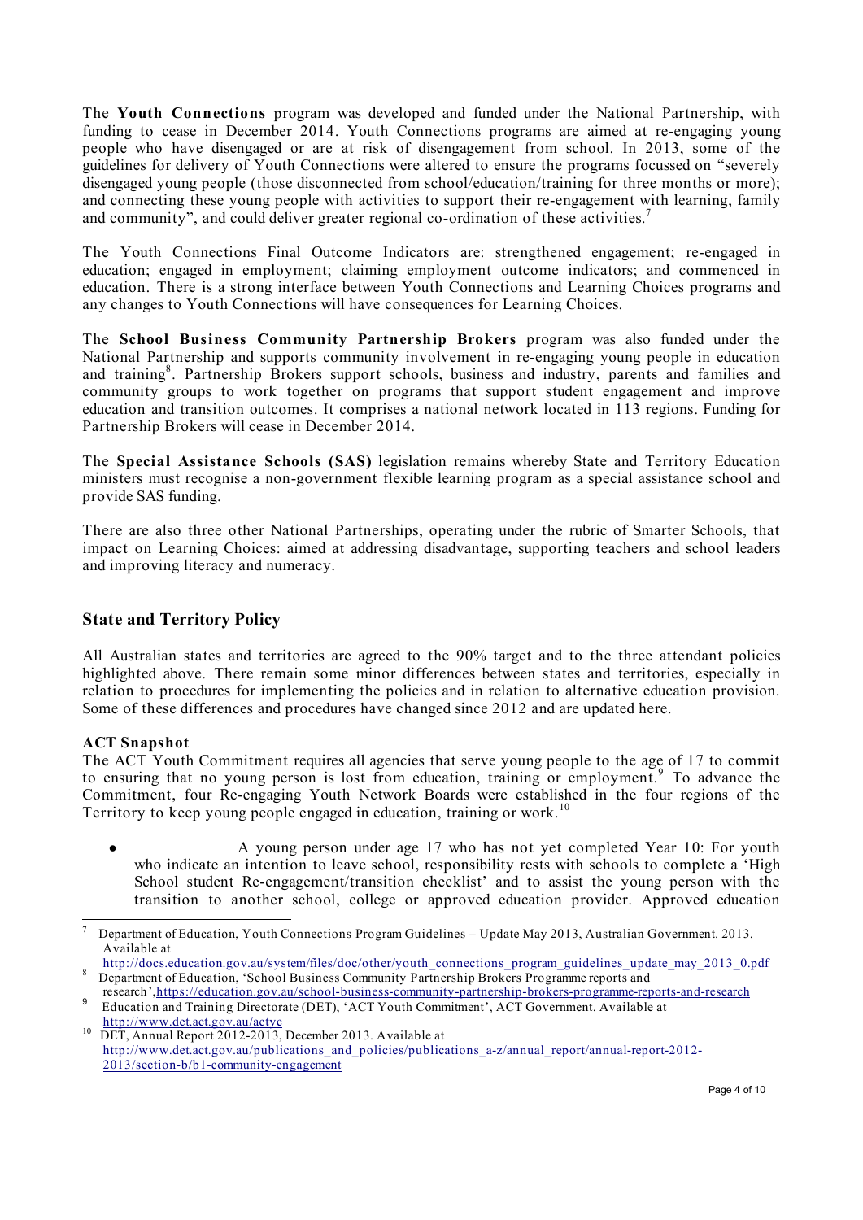The **Youth Connections** program was developed and funded under the National Partnership, with funding to cease in December 2014. Youth Connections programs are aimed at re-engaging young people who have disengaged or are at risk of disengagement from school. In 2013, some of the guidelines for delivery of Youth Connections were altered to ensure the programs focussed on "severely disengaged young people (those disconnected from school/education/training for three months or more); and connecting these young people with activities to support their re-engagement with learning, family and community", and could deliver greater regional co-ordination of these activities.[7]

The Youth Connections Final Outcome Indicators are: strengthened engagement; re-engaged in education; engaged in employment; claiming employment outcome indicators; and commenced in education. There is a strong interface between Youth Connections and Learning Choices programs and any changes to Youth Connections will have consequences for Learning Choices.

The **School Business Community Partnership Brokers** program was also funded under the National Partnership and supports community involvement in re-engaging young people in education and training[8]. Partnership Brokers support schools, business and industry, parents and families and community groups to work together on programs that support student engagement and improve education and transition outcomes. It comprises a national network located in 113 regions. Funding for Partnership Brokers will cease in December 2014.

The **Special Assistance Schools (SAS)** legislation remains whereby State and Territory Education ministers must recognise a non-government flexible learning program as a special assistance school and provide SAS funding.

There are also three other National Partnerships, operating under the rubric of Smarter Schools, that impact on Learning Choices: aimed at addressing disadvantage, supporting teachers and school leaders and improving literacy and numeracy.

## State and Territory Policy

All Australian states and territories are agreed to the 90% target and to the three attendant policies highlighted above. There remain some minor differences between states and territories, especially in relation to procedures for implementing the policies and in relation to alternative education provision. Some of these differences and procedures have changed since 2012 and are updated here.

### ACT Snapshot

The ACT Youth Commitment requires all agencies that serve young people to the age of 17 to commit to ensuring that no young person is lost from education, training or employment.[9] To advance the Commitment, four Re-engaging Youth Network Boards were established in the four regions of the Territory to keep young people engaged in education, training or work.[10]

- A young person under age 17 who has not yet completed Year 10: For youth who indicate an intention to leave school, responsibility rests with schools to complete a 'High School student Re-engagement/transition checklist' and to assist the young person with the transition to another school, college or approved education provider. Approved education

---

[7] Department of Education, Youth Connections Program Guidelines – Update May 2013, Australian Government. 2013. Available at http://docs.education.gov.au/system/files/doc/other/youth_connections_program_guidelines_update_may_2013_0.pdf

[8] Department of Education, 'School Business Community Partnership Brokers Programme reports and research', https://education.gov.au/school-business-community-partnership-brokers-programme-reports-and-research

[9] Education and Training Directorate (DET), 'ACT Youth Commitment', ACT Government. Available at http://www.det.act.gov.au/actyc

[10] DET, Annual Report 2012-2013, December 2013. Available at http://www.det.act.gov.au/publications_and_policies/publications_a-z/annual_report/annual-report-2012-2013/section-b/b1-community-engagement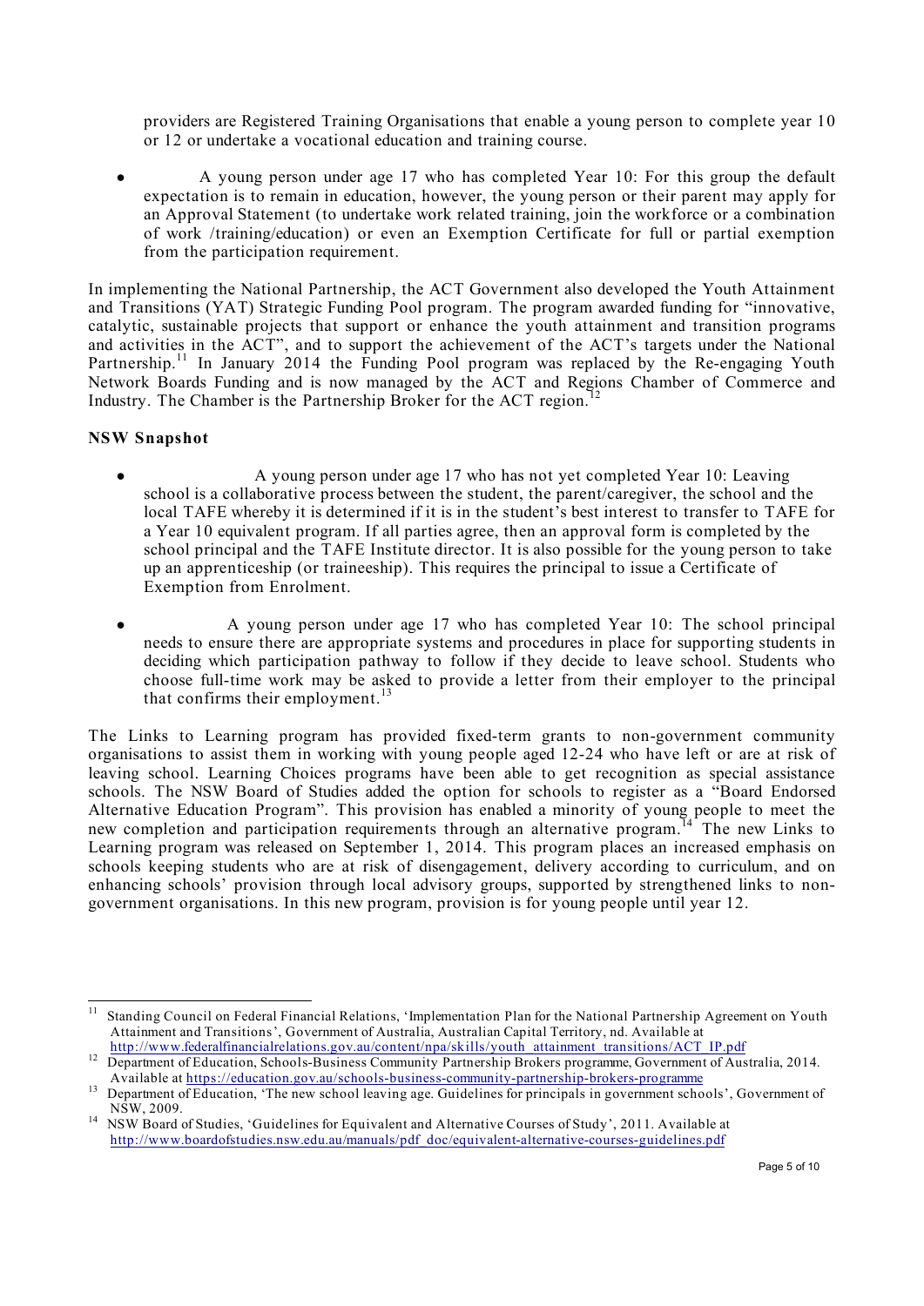providers are Registered Training Organisations that enable a young person to complete year 10 or 12 or undertake a vocational education and training course.

- A young person under age 17 who has completed Year 10: For this group the default expectation is to remain in education, however, the young person or their parent may apply for an Approval Statement (to undertake work related training, join the workforce or a combination of work /training/education) or even an Exemption Certificate for full or partial exemption from the participation requirement.

In implementing the National Partnership, the ACT Government also developed the Youth Attainment and Transitions (YAT) Strategic Funding Pool program. The program awarded funding for "innovative, catalytic, sustainable projects that support or enhance the youth attainment and transition programs and activities in the ACT", and to support the achievement of the ACT's targets under the National Partnership.[11] In January 2014 the Funding Pool program was replaced by the Re-engaging Youth Network Boards Funding and is now managed by the ACT and Regions Chamber of Commerce and Industry. The Chamber is the Partnership Broker for the ACT region.[12]

**NSW Snapshot**

- A young person under age 17 who has not yet completed Year 10: Leaving school is a collaborative process between the student, the parent/caregiver, the school and the local TAFE whereby it is determined if it is in the student's best interest to transfer to TAFE for a Year 10 equivalent program. If all parties agree, then an approval form is completed by the school principal and the TAFE Institute director. It is also possible for the young person to take up an apprenticeship (or traineeship). This requires the principal to issue a Certificate of Exemption from Enrolment.

- A young person under age 17 who has completed Year 10: The school principal needs to ensure there are appropriate systems and procedures in place for supporting students in deciding which participation pathway to follow if they decide to leave school. Students who choose full-time work may be asked to provide a letter from their employer to the principal that confirms their employment.[13]

The Links to Learning program has provided fixed-term grants to non-government community organisations to assist them in working with young people aged 12-24 who have left or are at risk of leaving school. Learning Choices programs have been able to get recognition as special assistance schools. The NSW Board of Studies added the option for schools to register as a "Board Endorsed Alternative Education Program". This provision has enabled a minority of young people to meet the new completion and participation requirements through an alternative program.[14] The new Links to Learning program was released on September 1, 2014. This program places an increased emphasis on schools keeping students who are at risk of disengagement, delivery according to curriculum, and on enhancing schools' provision through local advisory groups, supported by strengthened links to non-government organisations. In this new program, provision is for young people until year 12.

---

[11] Standing Council on Federal Financial Relations, 'Implementation Plan for the National Partnership Agreement on Youth Attainment and Transitions', Government of Australia, Australian Capital Territory, nd. Available at http://www.federalfinancialrelations.gov.au/content/npa/skills/youth_attainment_transitions/ACT_IP.pdf

[12] Department of Education, Schools-Business Community Partnership Brokers programme, Government of Australia, 2014. Available at https://education.gov.au/schools-business-community-partnership-brokers-programme

[13] Department of Education, 'The new school leaving age. Guidelines for principals in government schools', Government of NSW, 2009.

[14] NSW Board of Studies, 'Guidelines for Equivalent and Alternative Courses of Study', 2011. Available at http://www.boardofstudies.nsw.edu.au/manuals/pdf_doc/equivalent-alternative-courses-guidelines.pdf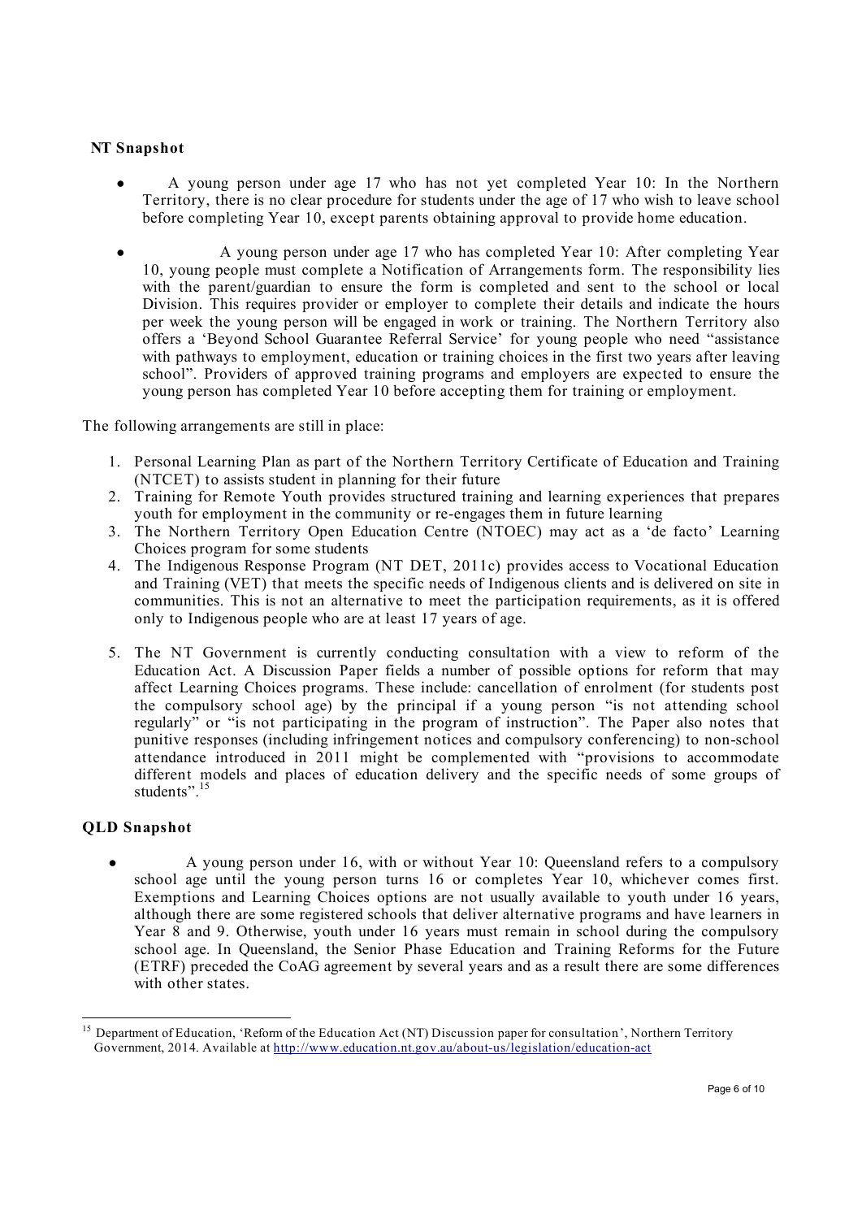**NT Snapshot**

- A young person under age 17 who has not yet completed Year 10: In the Northern Territory, there is no clear procedure for students under the age of 17 who wish to leave school before completing Year 10, except parents obtaining approval to provide home education.

- A young person under age 17 who has completed Year 10: After completing Year 10, young people must complete a Notification of Arrangements form. The responsibility lies with the parent/guardian to ensure the form is completed and sent to the school or local Division. This requires provider or employer to complete their details and indicate the hours per week the young person will be engaged in work or training. The Northern Territory also offers a 'Beyond School Guarantee Referral Service' for young people who need "assistance with pathways to employment, education or training choices in the first two years after leaving school". Providers of approved training programs and employers are expected to ensure the young person has completed Year 10 before accepting them for training or employment.

The following arrangements are still in place:

1. Personal Learning Plan as part of the Northern Territory Certificate of Education and Training (NTCET) to assists student in planning for their future
2. Training for Remote Youth provides structured training and learning experiences that prepares youth for employment in the community or re-engages them in future learning
3. The Northern Territory Open Education Centre (NTOEC) may act as a 'de facto' Learning Choices program for some students
4. The Indigenous Response Program (NT DET, 2011c) provides access to Vocational Education and Training (VET) that meets the specific needs of Indigenous clients and is delivered on site in communities. This is not an alternative to meet the participation requirements, as it is offered only to Indigenous people who are at least 17 years of age.
5. The NT Government is currently conducting consultation with a view to reform of the Education Act. A Discussion Paper fields a number of possible options for reform that may affect Learning Choices programs. These include: cancellation of enrolment (for students post the compulsory school age) by the principal if a young person "is not attending school regularly" or "is not participating in the program of instruction". The Paper also notes that punitive responses (including infringement notices and compulsory conferencing) to non-school attendance introduced in 2011 might be complemented with "provisions to accommodate different models and places of education delivery and the specific needs of some groups of students".[15]

**QLD Snapshot**

- A young person under 16, with or without Year 10: Queensland refers to a compulsory school age until the young person turns 16 or completes Year 10, whichever comes first. Exemptions and Learning Choices options are not usually available to youth under 16 years, although there are some registered schools that deliver alternative programs and have learners in Year 8 and 9. Otherwise, youth under 16 years must remain in school during the compulsory school age. In Queensland, the Senior Phase Education and Training Reforms for the Future (ETRF) preceded the CoAG agreement by several years and as a result there are some differences with other states.

---

[15] Department of Education, 'Reform of the Education Act (NT) Discussion paper for consultation', Northern Territory Government, 2014. Available at http://www.education.nt.gov.au/about-us/legislation/education-act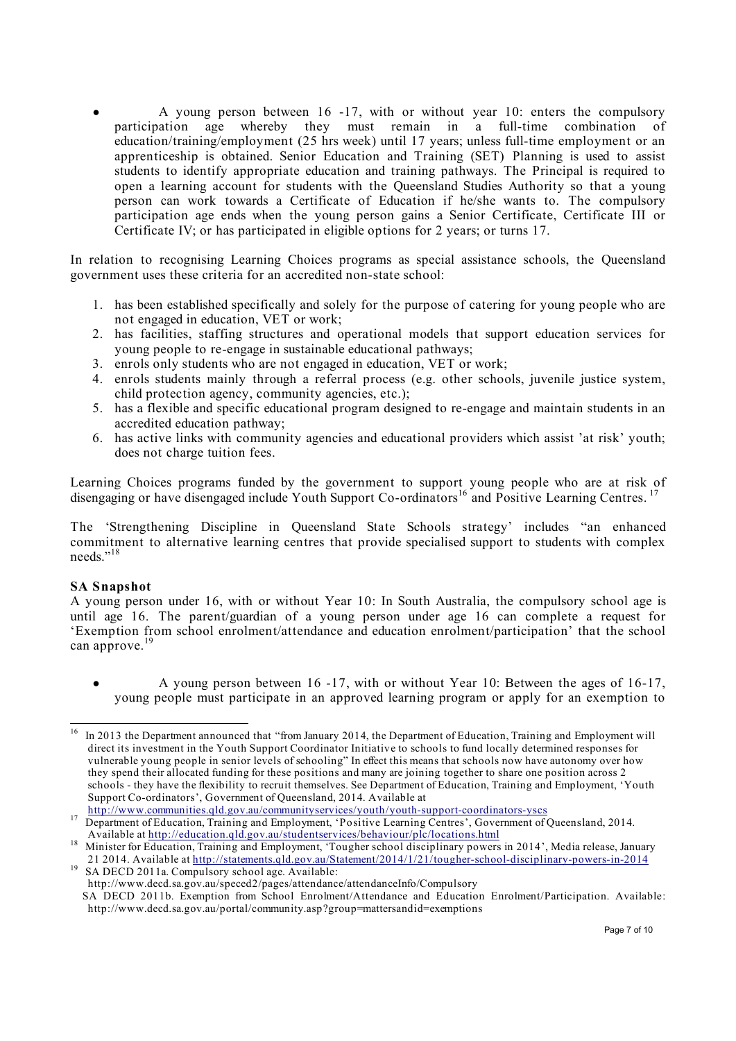- A young person between 16 -17, with or without year 10: enters the compulsory participation age whereby they must remain in a full-time combination of education/training/employment (25 hrs week) until 17 years; unless full-time employment or an apprenticeship is obtained. Senior Education and Training (SET) Planning is used to assist students to identify appropriate education and training pathways. The Principal is required to open a learning account for students with the Queensland Studies Authority so that a young person can work towards a Certificate of Education if he/she wants to. The compulsory participation age ends when the young person gains a Senior Certificate, Certificate III or Certificate IV; or has participated in eligible options for 2 years; or turns 17.

In relation to recognising Learning Choices programs as special assistance schools, the Queensland government uses these criteria for an accredited non-state school:

1. has been established specifically and solely for the purpose of catering for young people who are not engaged in education, VET or work;
2. has facilities, staffing structures and operational models that support education services for young people to re-engage in sustainable educational pathways;
3. enrols only students who are not engaged in education, VET or work;
4. enrols students mainly through a referral process (e.g. other schools, juvenile justice system, child protection agency, community agencies, etc.);
5. has a flexible and specific educational program designed to re-engage and maintain students in an accredited education pathway;
6. has active links with community agencies and educational providers which assist 'at risk' youth; does not charge tuition fees.

Learning Choices programs funded by the government to support young people who are at risk of disengaging or have disengaged include Youth Support Co-ordinators[16] and Positive Learning Centres.[17]

The 'Strengthening Discipline in Queensland State Schools strategy' includes "an enhanced commitment to alternative learning centres that provide specialised support to students with complex needs."[18]

**SA Snapshot**

A young person under 16, with or without Year 10: In South Australia, the compulsory school age is until age 16. The parent/guardian of a young person under age 16 can complete a request for 'Exemption from school enrolment/attendance and education enrolment/participation' that the school can approve.[19]

- A young person between 16 -17, with or without Year 10: Between the ages of 16-17, young people must participate in an approved learning program or apply for an exemption to

---

[16] In 2013 the Department announced that "from January 2014, the Department of Education, Training and Employment will direct its investment in the Youth Support Coordinator Initiative to schools to fund locally determined responses for vulnerable young people in senior levels of schooling" In effect this means that schools now have autonomy over how they spend their allocated funding for these positions and many are joining together to share one position across 2 schools - they have the flexibility to recruit themselves. See Department of Education, Training and Employment, 'Youth Support Co-ordinators', Government of Queensland, 2014. Available at http://www.communities.qld.gov.au/communityservices/youth/youth-support-coordinators-yscs

[17] Department of Education, Training and Employment, 'Positive Learning Centres', Government of Queensland, 2014. Available at http://education.qld.gov.au/studentservices/behaviour/plc/locations.html

[18] Minister for Education, Training and Employment, 'Tougher school disciplinary powers in 2014', Media release, January 21 2014. Available at http://statements.qld.gov.au/Statement/2014/1/21/tougher-school-disciplinary-powers-in-2014

[19] SA DECD 2011a. Compulsory school age. Available: http://www.decd.sa.gov.au/speced2/pages/attendance/attendanceInfo/Compulsory
SA DECD 2011b. Exemption from School Enrolment/Attendance and Education Enrolment/Participation. Available: http://www.decd.sa.gov.au/portal/community.asp?group=mattersandid=exemptions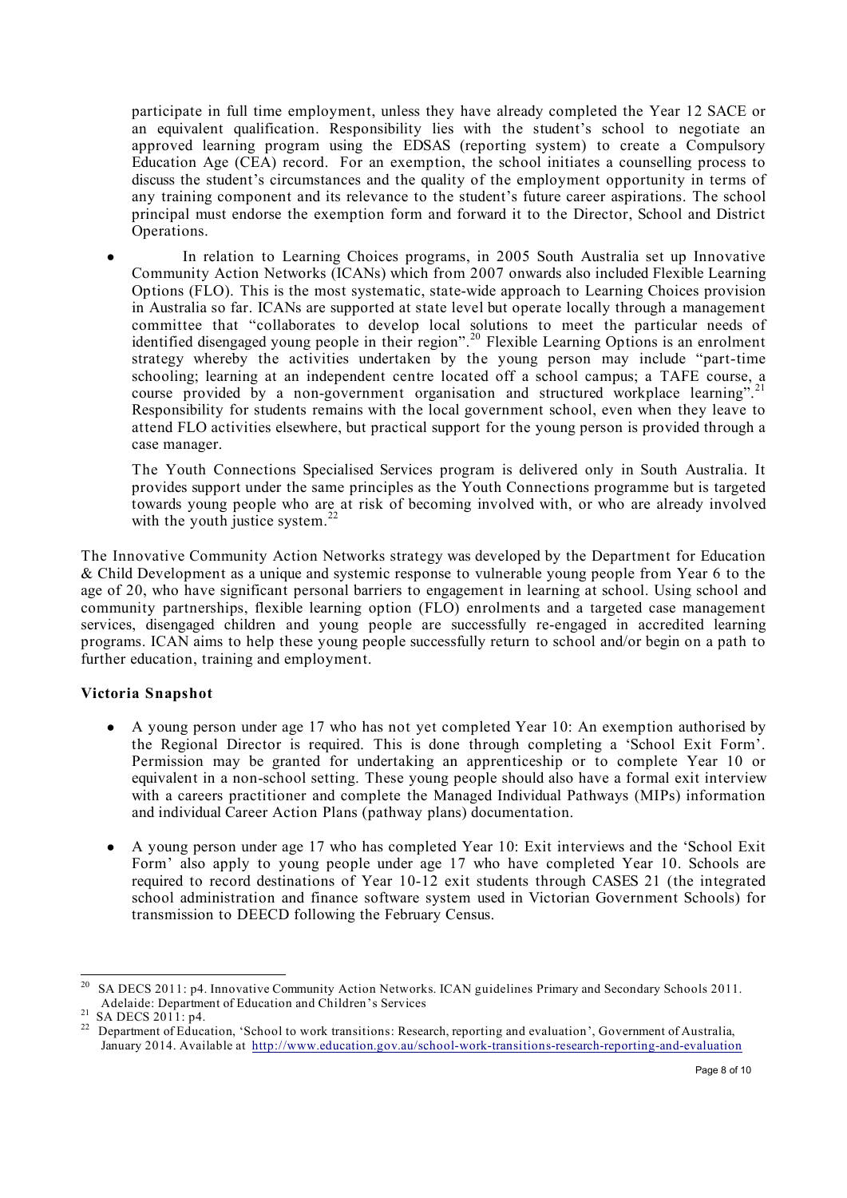participate in full time employment, unless they have already completed the Year 12 SACE or an equivalent qualification. Responsibility lies with the student's school to negotiate an approved learning program using the EDSAS (reporting system) to create a Compulsory Education Age (CEA) record. For an exemption, the school initiates a counselling process to discuss the student's circumstances and the quality of the employment opportunity in terms of any training component and its relevance to the student's future career aspirations. The school principal must endorse the exemption form and forward it to the Director, School and District Operations.

- In relation to Learning Choices programs, in 2005 South Australia set up Innovative Community Action Networks (ICANs) which from 2007 onwards also included Flexible Learning Options (FLO). This is the most systematic, state-wide approach to Learning Choices provision in Australia so far. ICANs are supported at state level but operate locally through a management committee that "collaborates to develop local solutions to meet the particular needs of identified disengaged young people in their region".[20] Flexible Learning Options is an enrolment strategy whereby the activities undertaken by the young person may include "part-time schooling; learning at an independent centre located off a school campus; a TAFE course, a course provided by a non-government organisation and structured workplace learning".[21] Responsibility for students remains with the local government school, even when they leave to attend FLO activities elsewhere, but practical support for the young person is provided through a case manager.

  The Youth Connections Specialised Services program is delivered only in South Australia. It provides support under the same principles as the Youth Connections programme but is targeted towards young people who are at risk of becoming involved with, or who are already involved with the youth justice system.[22]

The Innovative Community Action Networks strategy was developed by the Department for Education & Child Development as a unique and systemic response to vulnerable young people from Year 6 to the age of 20, who have significant personal barriers to engagement in learning at school. Using school and community partnerships, flexible learning option (FLO) enrolments and a targeted case management services, disengaged children and young people are successfully re-engaged in accredited learning programs. ICAN aims to help these young people successfully return to school and/or begin on a path to further education, training and employment.

**Victoria Snapshot**

- A young person under age 17 who has not yet completed Year 10: An exemption authorised by the Regional Director is required. This is done through completing a 'School Exit Form'. Permission may be granted for undertaking an apprenticeship or to complete Year 10 or equivalent in a non-school setting. These young people should also have a formal exit interview with a careers practitioner and complete the Managed Individual Pathways (MIPs) information and individual Career Action Plans (pathway plans) documentation.

- A young person under age 17 who has completed Year 10: Exit interviews and the 'School Exit Form' also apply to young people under age 17 who have completed Year 10. Schools are required to record destinations of Year 10-12 exit students through CASES 21 (the integrated school administration and finance software system used in Victorian Government Schools) for transmission to DEECD following the February Census.

---

[20] SA DECS 2011: p4. Innovative Community Action Networks. ICAN guidelines Primary and Secondary Schools 2011. Adelaide: Department of Education and Children's Services

[21] SA DECS 2011: p4.

[22] Department of Education, 'School to work transitions: Research, reporting and evaluation', Government of Australia, January 2014. Available at http://www.education.gov.au/school-work-transitions-research-reporting-and-evaluation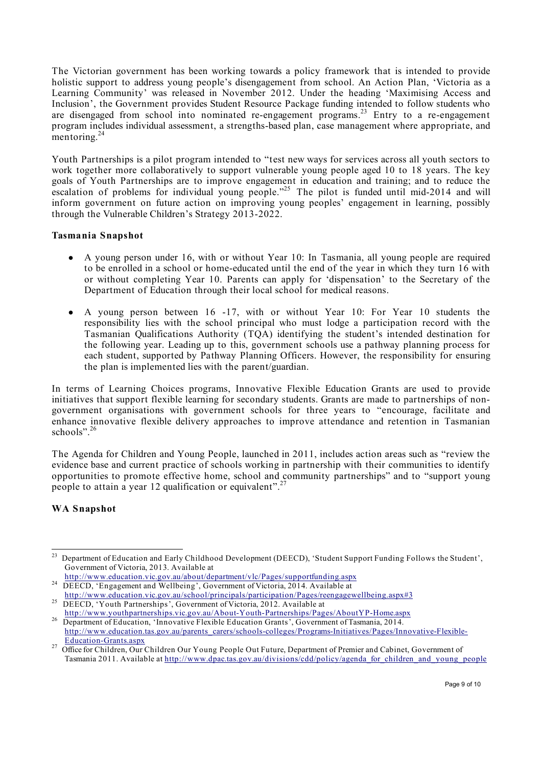The Victorian government has been working towards a policy framework that is intended to provide holistic support to address young people's disengagement from school. An Action Plan, 'Victoria as a Learning Community' was released in November 2012. Under the heading 'Maximising Access and Inclusion', the Government provides Student Resource Package funding intended to follow students who are disengaged from school into nominated re-engagement programs.[23] Entry to a re-engagement program includes individual assessment, a strengths-based plan, case management where appropriate, and mentoring.[24]

Youth Partnerships is a pilot program intended to "test new ways for services across all youth sectors to work together more collaboratively to support vulnerable young people aged 10 to 18 years. The key goals of Youth Partnerships are to improve engagement in education and training; and to reduce the escalation of problems for individual young people."[25] The pilot is funded until mid-2014 and will inform government on future action on improving young peoples' engagement in learning, possibly through the Vulnerable Children's Strategy 2013-2022.

### Tasmania Snapshot

- A young person under 16, with or without Year 10: In Tasmania, all young people are required to be enrolled in a school or home-educated until the end of the year in which they turn 16 with or without completing Year 10. Parents can apply for 'dispensation' to the Secretary of the Department of Education through their local school for medical reasons.

- A young person between 16 -17, with or without Year 10: For Year 10 students the responsibility lies with the school principal who must lodge a participation record with the Tasmanian Qualifications Authority (TQA) identifying the student's intended destination for the following year. Leading up to this, government schools use a pathway planning process for each student, supported by Pathway Planning Officers. However, the responsibility for ensuring the plan is implemented lies with the parent/guardian.

In terms of Learning Choices programs, Innovative Flexible Education Grants are used to provide initiatives that support flexible learning for secondary students. Grants are made to partnerships of non-government organisations with government schools for three years to "encourage, facilitate and enhance innovative flexible delivery approaches to improve attendance and retention in Tasmanian schools".[26]

The Agenda for Children and Young People, launched in 2011, includes action areas such as "review the evidence base and current practice of schools working in partnership with their communities to identify opportunities to promote effective home, school and community partnerships" and to "support young people to attain a year 12 qualification or equivalent".[27]

### WA Snapshot

---

[23] Department of Education and Early Childhood Development (DEECD), 'Student Support Funding Follows the Student', Government of Victoria, 2013. Available at http://www.education.vic.gov.au/about/department/vlc/Pages/supportfunding.aspx

[24] DEECD, 'Engagement and Wellbeing', Government of Victoria, 2014. Available at http://www.education.vic.gov.au/school/principals/participation/Pages/reengagewellbeing.aspx#3

[25] DEECD, 'Youth Partnerships', Government of Victoria, 2012. Available at http://www.youthpartnerships.vic.gov.au/About-Youth-Partnerships/Pages/AboutYP-Home.aspx

[26] Department of Education, 'Innovative Flexible Education Grants', Government of Tasmania, 2014. http://www.education.tas.gov.au/parents_carers/schools-colleges/Programs-Initiatives/Pages/Innovative-Flexible-Education-Grants.aspx

[27] Office for Children, Our Children Our Young People Out Future, Department of Premier and Cabinet, Government of Tasmania 2011. Available at http://www.dpac.tas.gov.au/divisions/cdd/policy/agenda_for_children_and_young_people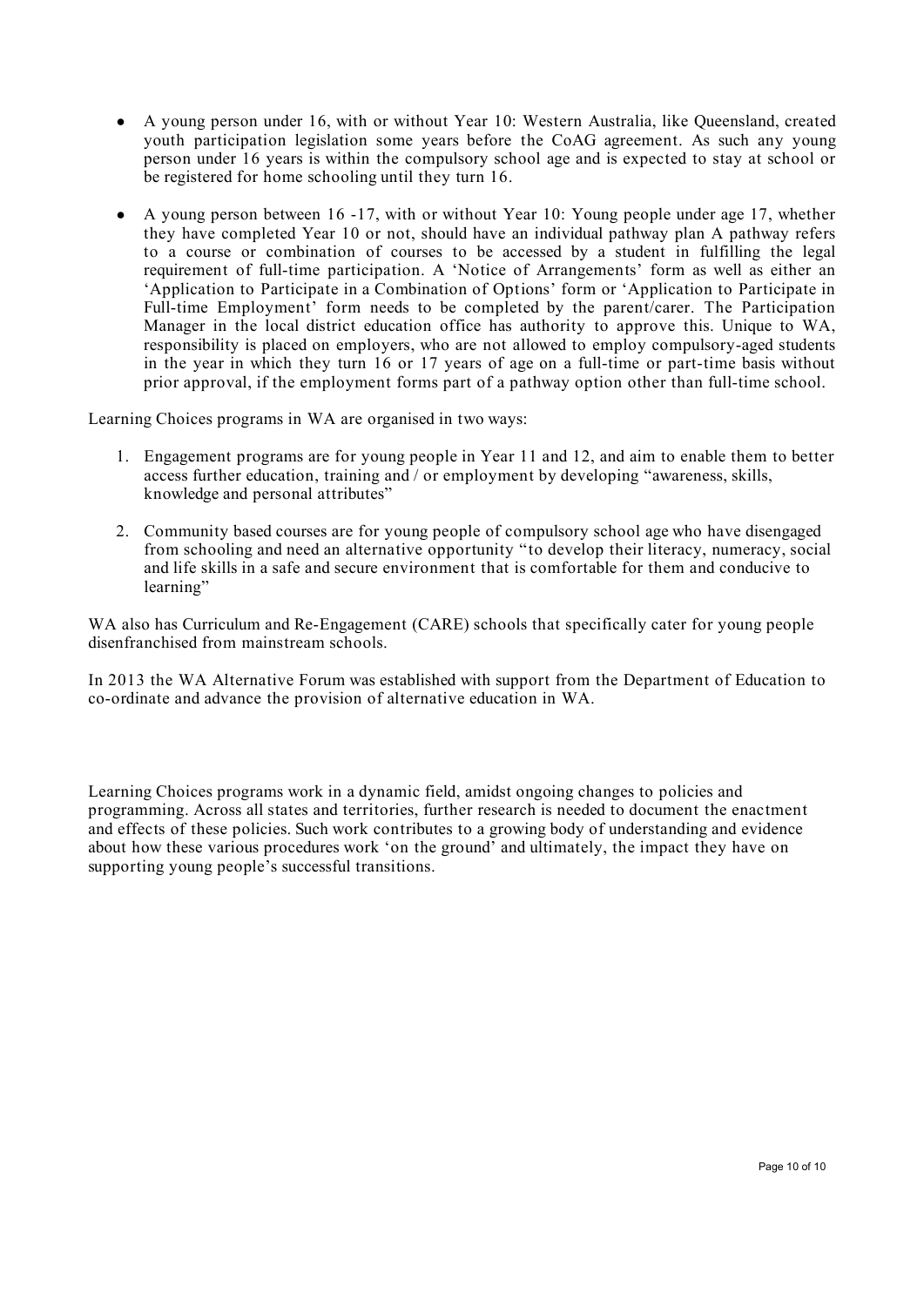- A young person under 16, with or without Year 10: Western Australia, like Queensland, created youth participation legislation some years before the CoAG agreement. As such any young person under 16 years is within the compulsory school age and is expected to stay at school or be registered for home schooling until they turn 16.
- A young person between 16 -17, with or without Year 10: Young people under age 17, whether they have completed Year 10 or not, should have an individual pathway plan A pathway refers to a course or combination of courses to be accessed by a student in fulfilling the legal requirement of full-time participation. A 'Notice of Arrangements' form as well as either an 'Application to Participate in a Combination of Options' form or 'Application to Participate in Full-time Employment' form needs to be completed by the parent/carer. The Participation Manager in the local district education office has authority to approve this. Unique to WA, responsibility is placed on employers, who are not allowed to employ compulsory-aged students in the year in which they turn 16 or 17 years of age on a full-time or part-time basis without prior approval, if the employment forms part of a pathway option other than full-time school.

Learning Choices programs in WA are organised in two ways:

1. Engagement programs are for young people in Year 11 and 12, and aim to enable them to better access further education, training and / or employment by developing "awareness, skills, knowledge and personal attributes"
2. Community based courses are for young people of compulsory school age who have disengaged from schooling and need an alternative opportunity "to develop their literacy, numeracy, social and life skills in a safe and secure environment that is comfortable for them and conducive to learning"

WA also has Curriculum and Re-Engagement (CARE) schools that specifically cater for young people disenfranchised from mainstream schools.

In 2013 the WA Alternative Forum was established with support from the Department of Education to co-ordinate and advance the provision of alternative education in WA.

Learning Choices programs work in a dynamic field, amidst ongoing changes to policies and programming. Across all states and territories, further research is needed to document the enactment and effects of these policies. Such work contributes to a growing body of understanding and evidence about how these various procedures work 'on the ground' and ultimately, the impact they have on supporting young people's successful transitions.